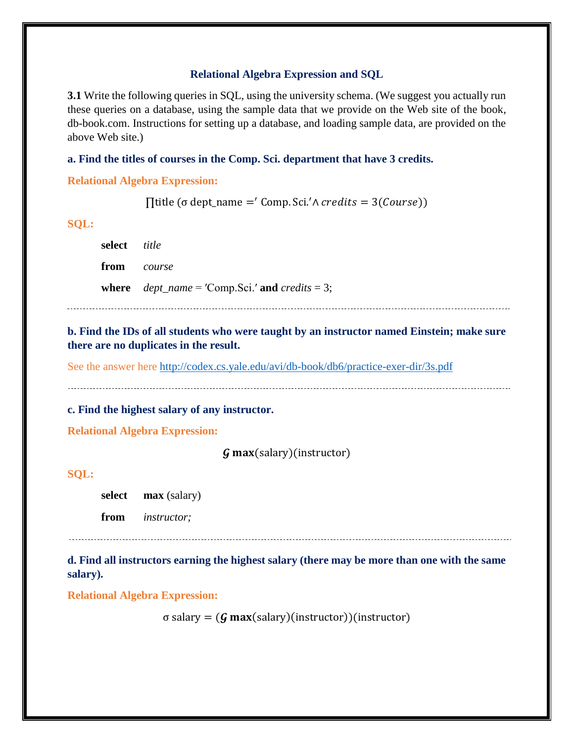## Relational Algebra Expression and SQL

**3.1** Write the following queries in SQL, using the university schema. (We suggest you actually run these queries on a database, using the sample data that we provide on the Web site of the book, db-book.com. Instructions for setting up a database, and loading sample data, are provided on the above Web site.)

**a. Find the titles of courses in the Comp. Sci. department that have 3 credits.**

**Relational Algebra Expression:**

$$\prod \text{title} \ (\sigma \ \text{dept\_name} = '\ \text{Comp. Sci.}' \wedge credits = 3(Course))$$

**SQL:**

```
select  title
from    course
where   dept_name = 'Comp.Sci.' and credits = 3;
```

---

**b. Find the IDs of all students who were taught by an instructor named Einstein; make sure there are no duplicates in the result.**

See the answer here http://codex.cs.yale.edu/avi/db-book/db6/practice-exer-dir/3s.pdf

---

**c. Find the highest salary of any instructor.**

**Relational Algebra Expression:**

$$\mathcal{G}\ \mathbf{max}(\text{salary})(\text{instructor})$$

**SQL:**

```
select  max (salary)
from    instructor;
```

---

**d. Find all instructors earning the highest salary (there may be more than one with the same salary).**

**Relational Algebra Expression:**

$$\sigma \ \text{salary} = (\mathcal{G}\ \mathbf{max}(\text{salary})(\text{instructor}))(\text{instructor})$$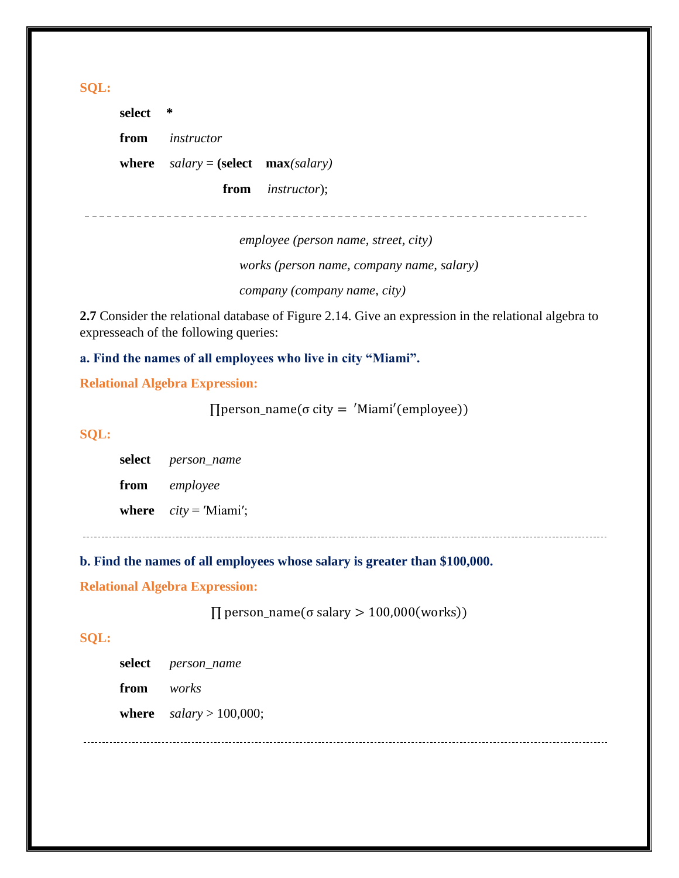**SQL:**

```
select *
from instructor
where salary = (select max(salary)
                from instructor);
```

---

*employee (person name, street, city)*

*works (person name, company name, salary)*

*company (company name, city)*

**2.7** Consider the relational database of Figure 2.14. Give an expression in the relational algebra to expresseach of the following queries:

**a. Find the names of all employees who live in city “Miami”.**

**Relational Algebra Expression:**

$$\prod \text{person\_name}(\sigma\ \text{city} = \ '\text{Miami}'(\text{employee}))$$

**SQL:**

```
select person_name
from employee
where city = 'Miami';
```

---

**b. Find the names of all employees whose salary is greater than $100,000.**

**Relational Algebra Expression:**

$$\prod \text{person\_name}(\sigma\ \text{salary} > 100{,}000(\text{works}))$$

**SQL:**

```
select person_name
from works
where salary > 100,000;
```

---